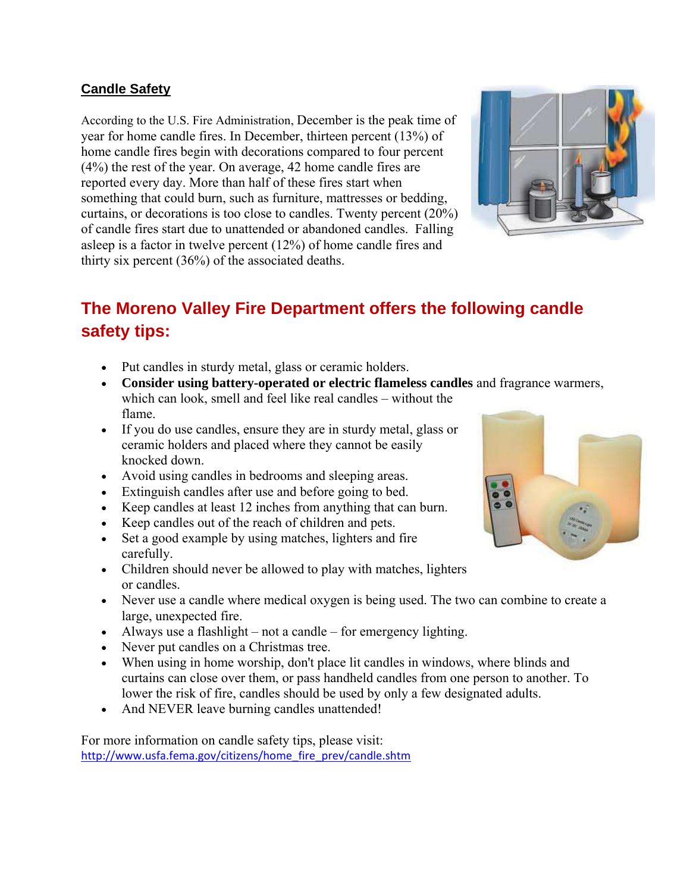## Candle Safety

According to the U.S. Fire Administration, December is the peak time of year for home candle fires. In December, thirteen percent (13%) of home candle fires begin with decorations compared to four percent (4%) the rest of the year. On average, 42 home candle fires are reported every day. More than half of these fires start when something that could burn, such as furniture, mattresses or bedding, curtains, or decorations is too close to candles. Twenty percent (20%) of candle fires start due to unattended or abandoned candles. Falling asleep is a factor in twelve percent (12%) of home candle fires and thirty six percent (36%) of the associated deaths.

## The Moreno Valley Fire Department offers the following candle safety tips:

- Put candles in sturdy metal, glass or ceramic holders.
- **Consider using battery-operated or electric flameless candles** and fragrance warmers, which can look, smell and feel like real candles – without the flame.
- If you do use candles, ensure they are in sturdy metal, glass or ceramic holders and placed where they cannot be easily knocked down.
- Avoid using candles in bedrooms and sleeping areas.
- Extinguish candles after use and before going to bed.
- Keep candles at least 12 inches from anything that can burn.
- Keep candles out of the reach of children and pets.
- Set a good example by using matches, lighters and fire carefully.
- Children should never be allowed to play with matches, lighters or candles.
- Never use a candle where medical oxygen is being used. The two can combine to create a large, unexpected fire.
- Always use a flashlight – not a candle – for emergency lighting.
- Never put candles on a Christmas tree.
- When using in home worship, don't place lit candles in windows, where blinds and curtains can close over them, or pass handheld candles from one person to another. To lower the risk of fire, candles should be used by only a few designated adults.
- And NEVER leave burning candles unattended!

For more information on candle safety tips, please visit:
http://www.usfa.fema.gov/citizens/home_fire_prev/candle.shtm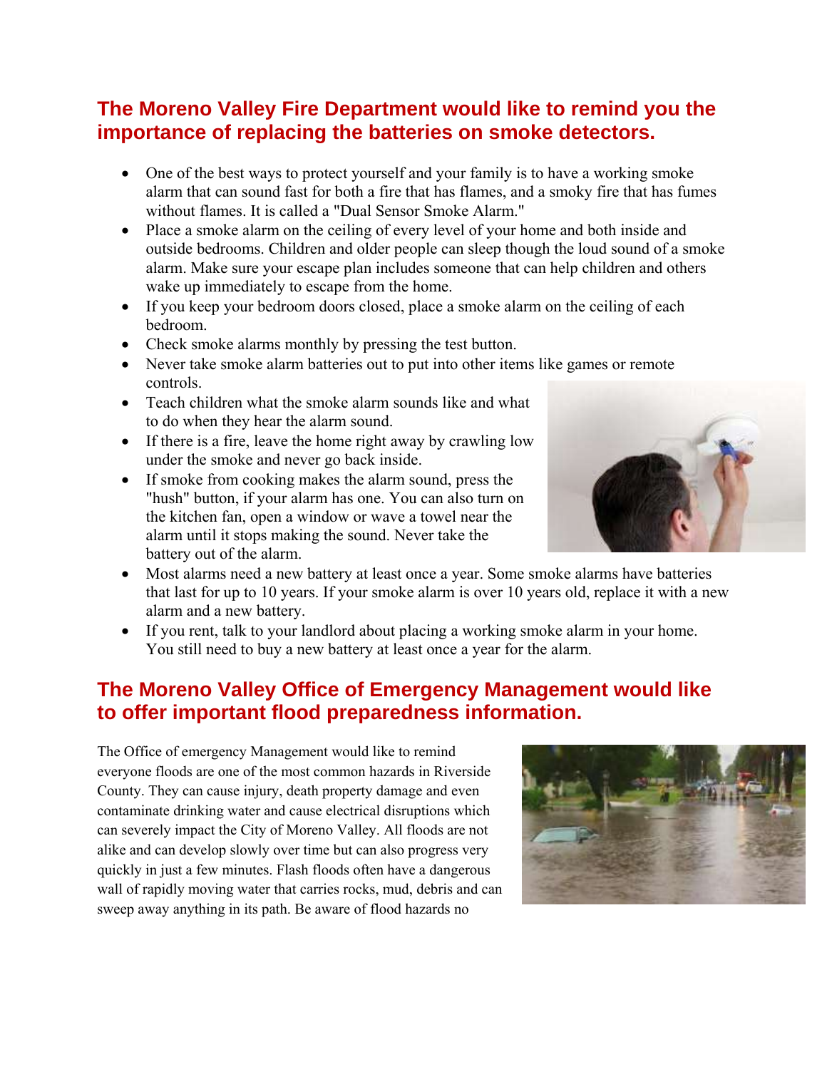## The Moreno Valley Fire Department would like to remind you the importance of replacing the batteries on smoke detectors.

- One of the best ways to protect yourself and your family is to have a working smoke alarm that can sound fast for both a fire that has flames, and a smoky fire that has fumes without flames. It is called a "Dual Sensor Smoke Alarm."
- Place a smoke alarm on the ceiling of every level of your home and both inside and outside bedrooms. Children and older people can sleep though the loud sound of a smoke alarm. Make sure your escape plan includes someone that can help children and others wake up immediately to escape from the home.
- If you keep your bedroom doors closed, place a smoke alarm on the ceiling of each bedroom.
- Check smoke alarms monthly by pressing the test button.
- Never take smoke alarm batteries out to put into other items like games or remote controls.
- Teach children what the smoke alarm sounds like and what to do when they hear the alarm sound.
- If there is a fire, leave the home right away by crawling low under the smoke and never go back inside.
- If smoke from cooking makes the alarm sound, press the "hush" button, if your alarm has one. You can also turn on the kitchen fan, open a window or wave a towel near the alarm until it stops making the sound. Never take the battery out of the alarm.
- Most alarms need a new battery at least once a year. Some smoke alarms have batteries that last for up to 10 years. If your smoke alarm is over 10 years old, replace it with a new alarm and a new battery.
- If you rent, talk to your landlord about placing a working smoke alarm in your home. You still need to buy a new battery at least once a year for the alarm.

## The Moreno Valley Office of Emergency Management would like to offer important flood preparedness information.

The Office of emergency Management would like to remind everyone floods are one of the most common hazards in Riverside County. They can cause injury, death property damage and even contaminate drinking water and cause electrical disruptions which can severely impact the City of Moreno Valley. All floods are not alike and can develop slowly over time but can also progress very quickly in just a few minutes. Flash floods often have a dangerous wall of rapidly moving water that carries rocks, mud, debris and can sweep away anything in its path. Be aware of flood hazards no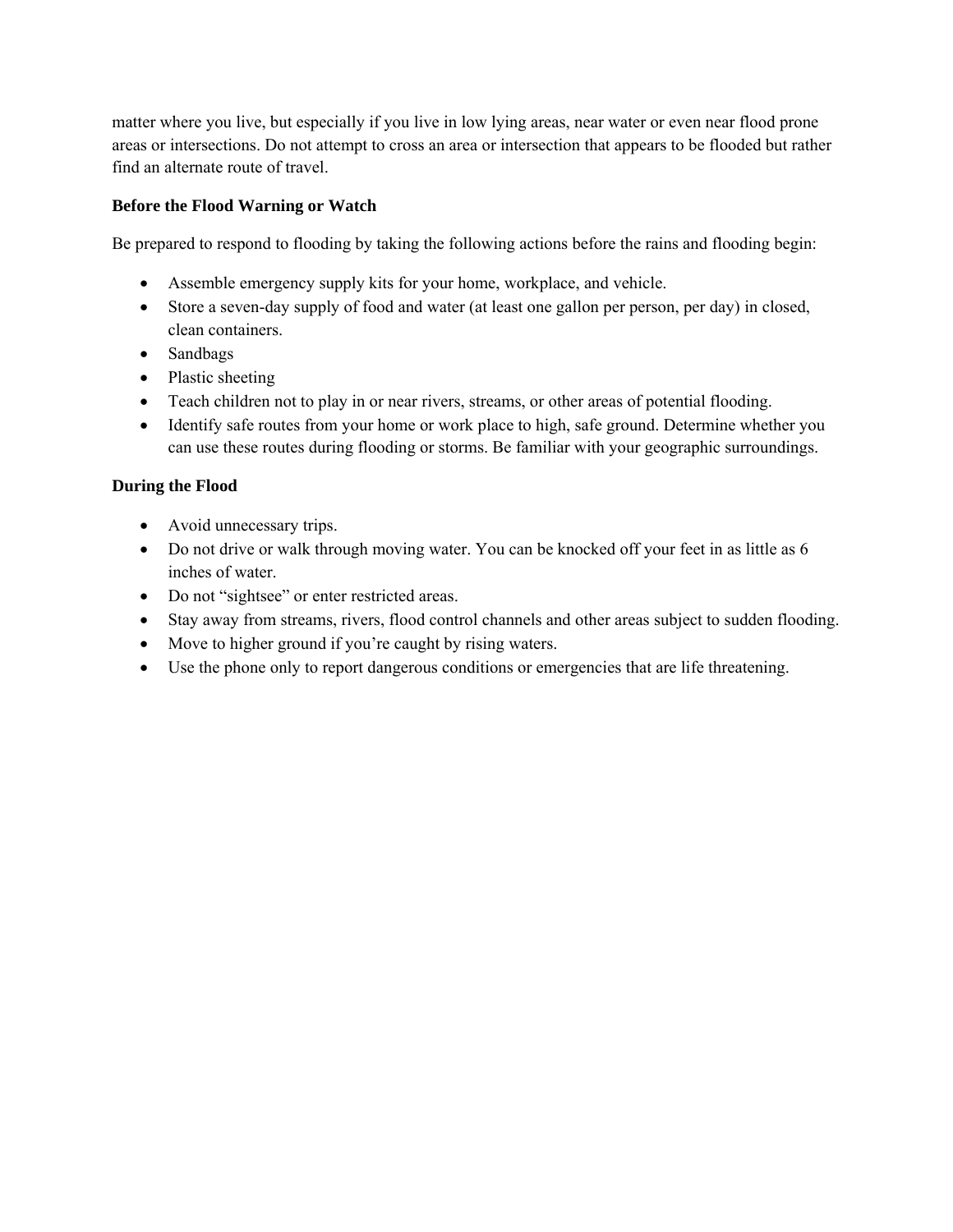matter where you live, but especially if you live in low lying areas, near water or even near flood prone areas or intersections. Do not attempt to cross an area or intersection that appears to be flooded but rather find an alternate route of travel.

**Before the Flood Warning or Watch**

Be prepared to respond to flooding by taking the following actions before the rains and flooding begin:

- Assemble emergency supply kits for your home, workplace, and vehicle.
- Store a seven-day supply of food and water (at least one gallon per person, per day) in closed, clean containers.
- Sandbags
- Plastic sheeting
- Teach children not to play in or near rivers, streams, or other areas of potential flooding.
- Identify safe routes from your home or work place to high, safe ground. Determine whether you can use these routes during flooding or storms. Be familiar with your geographic surroundings.

**During the Flood**

- Avoid unnecessary trips.
- Do not drive or walk through moving water. You can be knocked off your feet in as little as 6 inches of water.
- Do not “sightsee” or enter restricted areas.
- Stay away from streams, rivers, flood control channels and other areas subject to sudden flooding.
- Move to higher ground if you’re caught by rising waters.
- Use the phone only to report dangerous conditions or emergencies that are life threatening.